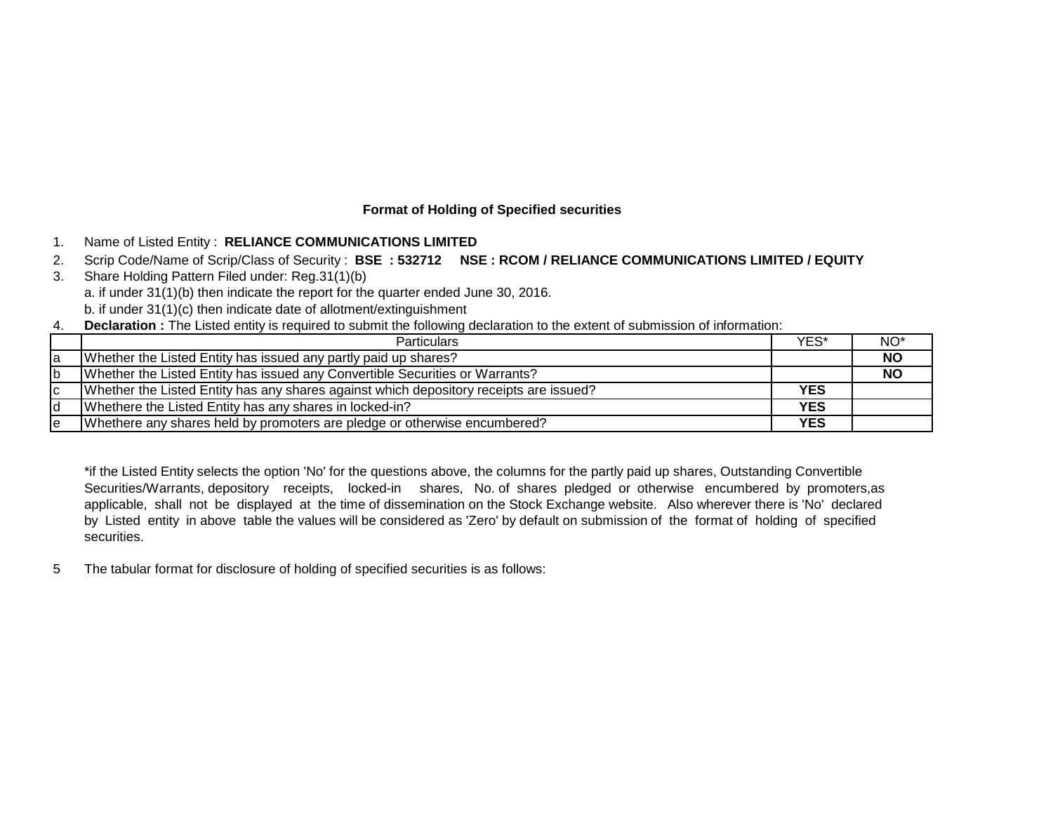## Format of Holding of Specified securities

1. Name of Listed Entity : **RELIANCE COMMUNICATIONS LIMITED**
2. Scrip Code/Name of Scrip/Class of Security : **BSE : 532712 NSE : RCOM / RELIANCE COMMUNICATIONS LIMITED / EQUITY**
3. Share Holding Pattern Filed under: Reg.31(1)(b)
   a. if under 31(1)(b) then indicate the report for the quarter ended June 30, 2016.
   b. if under 31(1)(c) then indicate date of allotment/extinguishment
4. **Declaration :** The Listed entity is required to submit the following declaration to the extent of submission of information:

| | Particulars | YES* | NO* |
|---|---|---|---|
| a | Whether the Listed Entity has issued any partly paid up shares? | | **NO** |
| b | Whether the Listed Entity has issued any Convertible Securities or Warrants? | | **NO** |
| c | Whether the Listed Entity has any shares against which depository receipts are issued? | **YES** | |
| d | Whethere the Listed Entity has any shares in locked-in? | **YES** | |
| e | Whethere any shares held by promoters are pledge or otherwise encumbered? | **YES** | |

*if the Listed Entity selects the option 'No' for the questions above, the columns for the partly paid up shares, Outstanding Convertible Securities/Warrants, depository receipts, locked-in shares, No. of shares pledged or otherwise encumbered by promoters,as applicable, shall not be displayed at the time of dissemination on the Stock Exchange website. Also wherever there is 'No' declared by Listed entity in above table the values will be considered as 'Zero' by default on submission of the format of holding of specified securities.

5 The tabular format for disclosure of holding of specified securities is as follows: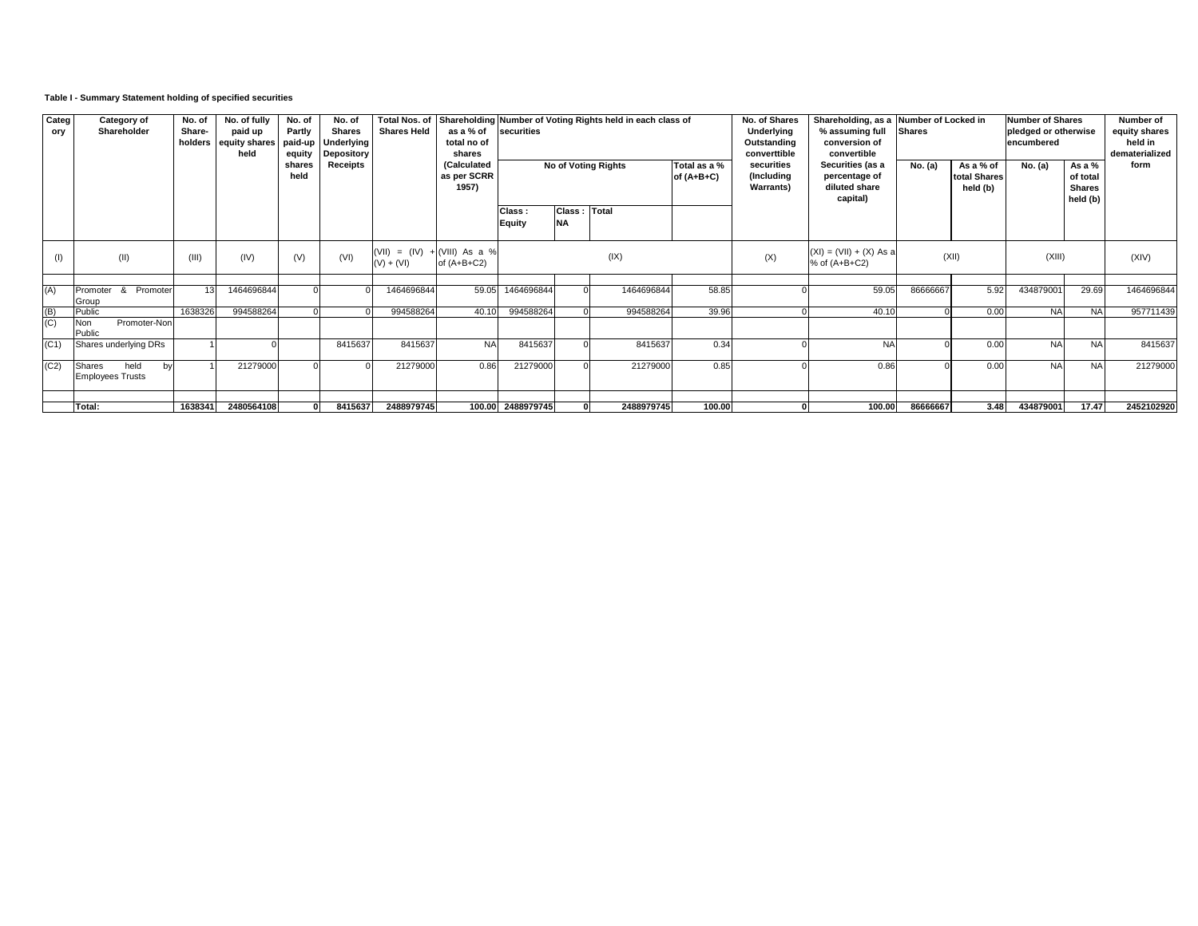**Table I - Summary Statement holding of specified securities**

| Category | Category of Shareholder | No. of Share-holders | No. of fully paid up equity shares held | No. of Partly paid-up equity shares held | No. of Shares Underlying Depository Receipts | Total Nos. of Shares Held | Shareholding as a % of total no of shares (Calculated as per SCRR 1957) | Number of Voting Rights held in each class of securities | | | | No. of Shares Underlying Outstanding converttible securities (Including Warrants) | Shareholding, as a % assuming full conversion of convertible Securities (as a percentage of diluted share capital) | Number of Locked in Shares | | Number of Shares pledged or otherwise encumbered | | Number of equity shares held in dematerialized form |
|---|---|---|---|---|---|---|---|---|---|---|---|---|---|---|---|---|---|---|
| | | | | | | | | No of Voting Rights | | | Total as a % of (A+B+C) | | | No. (a) | As a % of total Shares held (b) | No. (a) | As a % of total Shares held (b) | |
| | | | | | | | | Class : Equity | Class : NA | Total | | | | | | | | |
| (I) | (II) | (III) | (IV) | (V) | (VI) | (VII) = (IV) + (V) + (VI) | (VIII) As a % of (A+B+C2) | (IX) | | | | (X) | (XI) = (VII) + (X) As a % of (A+B+C2) | (XII) | | (XIII) | | (XIV) |
| (A) | Promoter & Promoter Group | 13 | 1464696844 | 0 | 0 | 1464696844 | 59.05 | 1464696844 | 0 | 1464696844 | 58.85 | 0 | 59.05 | 86666667 | 5.92 | 434879001 | 29.69 | 1464696844 |
| (B) | Public | 1638326 | 994588264 | 0 | 0 | 994588264 | 40.10 | 994588264 | 0 | 994588264 | 39.96 | 0 | 40.10 | 0 | 0.00 | NA | NA | 957711439 |
| (C) | Non Promoter-Non Public | | | | | | | | | | | | | | | | | |
| (C1) | Shares underlying DRs | 1 | 0 | | 8415637 | 8415637 | NA | 8415637 | 0 | 8415637 | 0.34 | 0 | NA | 0 | 0.00 | NA | NA | 8415637 |
| (C2) | Shares held by Employees Trusts | 1 | 21279000 | 0 | 0 | 21279000 | 0.86 | 21279000 | 0 | 21279000 | 0.85 | 0 | 0.86 | 0 | 0.00 | NA | NA | 21279000 |
| | **Total:** | **1638341** | **2480564108** | **0** | **8415637** | **2488979745** | **100.00** | **2488979745** | **0** | **2488979745** | **100.00** | **0** | **100.00** | **86666667** | **3.48** | **434879001** | **17.47** | **2452102920** |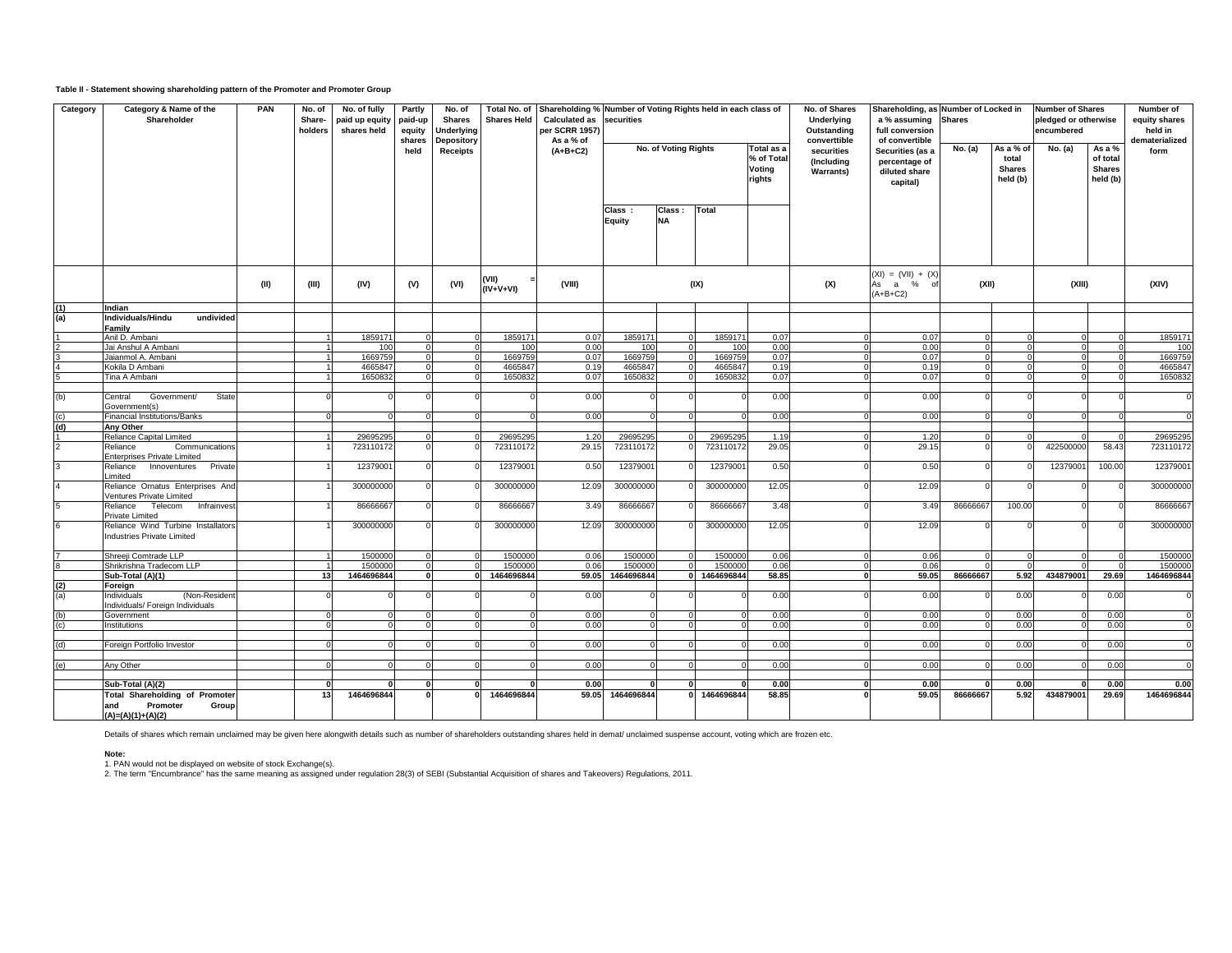**Table II - Statement showing shareholding pattern of the Promoter and Promoter Group**

| Category | Category & Name of the Shareholder | PAN | No. of Share-holders | No. of fully paid up equity shares held | Partly paid-up equity shares held | No. of Shares Underlying Depository Receipts | Total No. of Shares Held | Shareholding % Calculated as per SCRR 1957) As a % of (A+B+C2) | Number of Voting Rights held in each class of securities | | | | No. of Shares Underlying Outstanding converttible securities (Including Warrants) | Shareholding, as a % assuming full conversion of convertible Securities (as a percentage of diluted share capital) | Number of Locked in Shares | | Number of Shares pledged or otherwise encumbered | | Number of equity shares held in dematerialized form |
|---|---|---|---|---|---|---|---|---|---|---|---|---|---|---|---|---|---|---|---|
| | | | | | | | | | No. of Voting Rights | | | Total as a % of Total Voting rights | | | No. (a) | As a % of total Shares held (b) | No. (a) | As a % of total Shares held (b) | |
| | | | | | | | | | Class : Equity | Class : NA | Total | | | | | | | | |
| | | (II) | (III) | (IV) | (V) | (VI) | (VII) = (IV+V+VI) | (VIII) | (IX) | | | | (X) | (XI) = (VII) + (X) As a % of (A+B+C2) | (XII) | | (XIII) | | (XIV) |
| (1) | Indian | | | | | | | | | | | | | | | | | | |
| (a) | Individuals/Hindu undivided Family | | | | | | | | | | | | | | | | | | |
| 1 | Anil D. Ambani | | 1 | 1859171 | 0 | 0 | 1859171 | 0.07 | 1859171 | 0 | 1859171 | 0.07 | 0 | 0.07 | 0 | 0 | 0 | 0 | 1859171 |
| 2 | Jai Anshul A Ambani | | 1 | 100 | 0 | 0 | 100 | 0.00 | 100 | 0 | 100 | 0.00 | 0 | 0.00 | 0 | 0 | 0 | 0 | 100 |
| 3 | Jaianmol A. Ambani | | 1 | 1669759 | 0 | 0 | 1669759 | 0.07 | 1669759 | 0 | 1669759 | 0.07 | 0 | 0.07 | 0 | 0 | 0 | 0 | 1669759 |
| 4 | Kokila D Ambani | | 1 | 4665847 | 0 | 0 | 4665847 | 0.19 | 4665847 | 0 | 4665847 | 0.19 | 0 | 0.19 | 0 | 0 | 0 | 0 | 4665847 |
| 5 | Tina A Ambani | | 1 | 1650832 | 0 | 0 | 1650832 | 0.07 | 1650832 | 0 | 1650832 | 0.07 | 0 | 0.07 | 0 | 0 | 0 | 0 | 1650832 |
| (b) | Central Government/ State Government(s) | | 0 | 0 | 0 | 0 | 0 | 0.00 | 0 | 0 | 0 | 0.00 | 0 | 0.00 | 0 | 0 | 0 | 0 | 0 |
| (c) | Financial Institutions/Banks | | 0 | 0 | 0 | 0 | 0 | 0.00 | 0 | 0 | 0 | 0.00 | 0 | 0.00 | 0 | 0 | 0 | 0 | 0 |
| (d) | Any Other | | | | | | | | | | | | | | | | | | |
| 1 | Reliance Capital Limited | | 1 | 29695295 | 0 | 0 | 29695295 | 1.20 | 29695295 | 0 | 29695295 | 1.19 | 0 | 1.20 | 0 | 0 | 0 | 0 | 29695295 |
| 2 | Reliance Communications Enterprises Private Limited | | 1 | 723110172 | 0 | 0 | 723110172 | 29.15 | 723110172 | 0 | 723110172 | 29.05 | 0 | 29.15 | 0 | 0 | 422500000 | 58.43 | 723110172 |
| 3 | Reliance Innoventures Private Limited | | 1 | 12379001 | 0 | 0 | 12379001 | 0.50 | 12379001 | 0 | 12379001 | 0.50 | 0 | 0.50 | 0 | 0 | 12379001 | 100.00 | 12379001 |
| 4 | Reliance Ornatus Enterprises And Ventures Private Limited | | 1 | 300000000 | 0 | 0 | 300000000 | 12.09 | 300000000 | 0 | 300000000 | 12.05 | 0 | 12.09 | 0 | 0 | 0 | 0 | 300000000 |
| 5 | Reliance Telecom Infrainvest Private Limited | | 1 | 86666667 | 0 | 0 | 86666667 | 3.49 | 86666667 | 0 | 86666667 | 3.48 | 0 | 3.49 | 86666667 | 100.00 | 0 | 0 | 86666667 |
| 6 | Reliance Wind Turbine Installators Industries Private Limited | | 1 | 300000000 | 0 | 0 | 300000000 | 12.09 | 300000000 | 0 | 300000000 | 12.05 | 0 | 12.09 | 0 | 0 | 0 | 0 | 300000000 |
| 7 | Shreeji Comtrade LLP | | 1 | 1500000 | 0 | 0 | 1500000 | 0.06 | 1500000 | 0 | 1500000 | 0.06 | 0 | 0.06 | 0 | 0 | 0 | 0 | 1500000 |
| 8 | Shrikrishna Tradecom LLP | | 1 | 1500000 | 0 | 0 | 1500000 | 0.06 | 1500000 | 0 | 1500000 | 0.06 | 0 | 0.06 | 0 | 0 | 0 | 0 | 1500000 |
| | **Sub-Total (A)(1)** | | **13** | **1464696844** | **0** | **0** | **1464696844** | **59.05** | **1464696844** | **0** | **1464696844** | **58.85** | **0** | **59.05** | **86666667** | **5.92** | **434879001** | **29.69** | **1464696844** |
| (2) | Foreign | | | | | | | | | | | | | | | | | | |
| (a) | Individuals (Non-Resident Individuals/ Foreign Individuals | | 0 | 0 | 0 | 0 | 0 | 0.00 | 0 | 0 | 0 | 0.00 | 0 | 0.00 | 0 | 0.00 | 0 | 0.00 | 0 |
| (b) | Government | | 0 | 0 | 0 | 0 | 0 | 0.00 | 0 | 0 | 0 | 0.00 | 0 | 0.00 | 0 | 0.00 | 0 | 0.00 | 0 |
| (c) | Institutions | | 0 | 0 | 0 | 0 | 0 | 0.00 | 0 | 0 | 0 | 0.00 | 0 | 0.00 | 0 | 0.00 | 0 | 0.00 | 0 |
| (d) | Foreign Portfolio Investor | | 0 | 0 | 0 | 0 | 0 | 0.00 | 0 | 0 | 0 | 0.00 | 0 | 0.00 | 0 | 0.00 | 0 | 0.00 | 0 |
| (e) | Any Other | | 0 | 0 | 0 | 0 | 0 | 0.00 | 0 | 0 | 0 | 0.00 | 0 | 0.00 | 0 | 0.00 | 0 | 0.00 | 0 |
| | **Sub-Total (A)(2)** | | **0** | **0** | **0** | **0** | **0** | **0.00** | **0** | **0** | **0** | **0.00** | **0** | **0.00** | **0** | **0.00** | **0** | **0.00** | **0.00** |
| | **Total Shareholding of Promoter and Promoter Group (A)=(A)(1)+(A)(2)** | | **13** | **1464696844** | **0** | **0** | **1464696844** | **59.05** | **1464696844** | **0** | **1464696844** | **58.85** | **0** | **59.05** | **86666667** | **5.92** | **434879001** | **29.69** | **1464696844** |

Details of shares which remain unclaimed may be given here alongwith details such as number of shareholders outstanding shares held in demat/ unclaimed suspense account, voting which are frozen etc.

**Note:**

1. PAN would not be displayed on website of stock Exchange(s).
2. The term "Encumbrance" has the same meaning as assigned under regulation 28(3) of SEBI (Substantial Acquisition of shares and Takeovers) Regulations, 2011.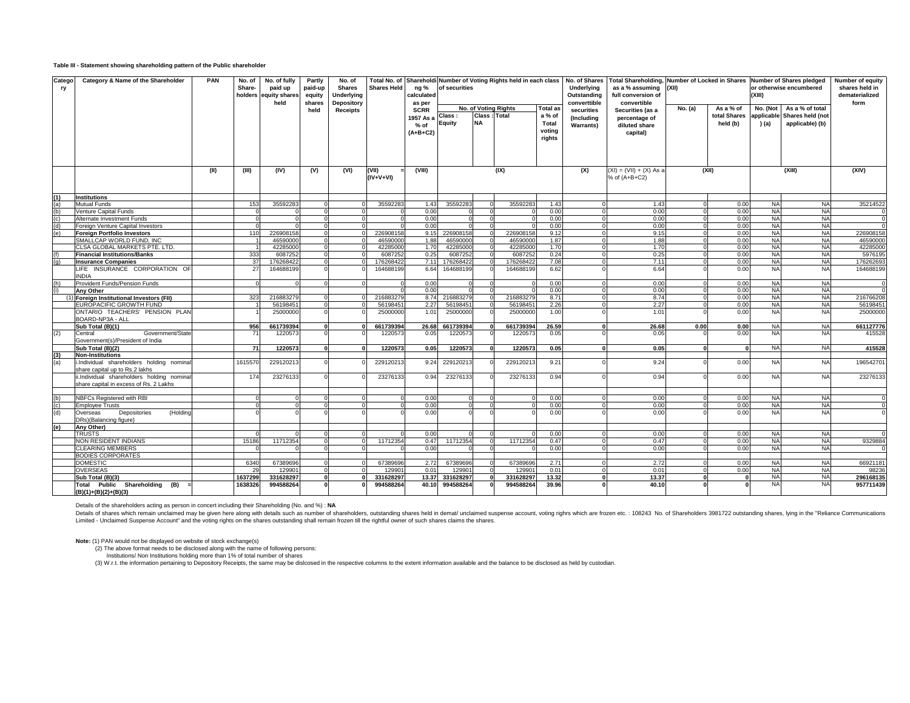**Table III - Statement showing shareholding pattern of the Public shareholder**

| Category | Category & Name of the Shareholder | PAN | No. of Share-holders | No. of fully paid up equity shares held | Partly paid-up equity shares held | No. of Shares Underlying Depository Receipts | Total No. of Shares Held | Shareholding % calculated as per SCRR 1957 As a % of (A+B+C2) | Number of Voting Rights held in each class of securities | | | | No. of Shares Underlying Outstanding converttible securities (Including Warrants) | Total Shareholding, as a % assuming full conversion of convertible Securities (as a percentage of diluted share capital) | Number of Locked in Shares (XII) | | Number of Shares pledged or otherwise encumbered (XIII) | | Number of equity shares held in dematerialized form |
|---|---|---|---|---|---|---|---|---|---|---|---|---|---|---|---|---|---|---|---|
| | | | | | | | | | No. of Voting Rights | | | Total as a % of Total voting rights | | | No. (a) | As a % of total Shares held (b) | No. (Not applicable ) (a) | As a % of total Shares held (not applicable) (b) | |
| | | | | | | | | | Class : Equity | Class : NA | Total | | | | | | | | |
| | | (II) | (III) | (IV) | (V) | (VI) | (VII) = (IV+V+VI) | (VIII) | (IX) | | | | (X) | (XI) = (VII) + (X) As a % of (A+B+C2) | (XII) | | (XIII) | | (XIV) |
| **(1)** | **Institutions** | | | | | | | | | | | | | | | | | | |
| (a) | Mutual Funds | | 153 | 35592283 | 0 | 0 | 35592283 | 1.43 | 35592283 | 0 | 35592283 | 1.43 | 0 | 1.43 | 0 | 0.00 | NA | NA | 35214522 |
| (b) | Venture Capital Funds | | 0 | 0 | 0 | 0 | 0 | 0.00 | 0 | 0 | 0 | 0.00 | 0 | 0.00 | 0 | 0.00 | NA | NA | 0 |
| (c) | Alternate Investment Funds | | 0 | 0 | 0 | 0 | 0 | 0.00 | 0 | 0 | 0 | 0.00 | 0 | 0.00 | 0 | 0.00 | NA | NA | 0 |
| (d) | Foreign Venture Capital Investors | | 0 | 0 | 0 | 0 | 0 | 0.00 | 0 | 0 | 0 | 0.00 | 0 | 0.00 | 0 | 0.00 | NA | NA | 0 |
| (e) | **Foreign Portfolio Investors** | | 110 | 226908158 | 0 | 0 | 226908158 | 9.15 | 226908158 | 0 | 226908158 | 9.12 | 0 | 9.15 | 0 | 0.00 | NA | NA | 226908158 |
| | SMALLCAP WORLD FUND, INC | | 1 | 46590000 | 0 | 0 | 46590000 | 1.88 | 46590000 | 0 | 46590000 | 1.87 | 0 | 1.88 | 0 | 0.00 | NA | NA | 46590000 |
| | CLSA GLOBAL MARKETS PTE. LTD. | | 1 | 42285000 | 0 | 0 | 42285000 | 1.70 | 42285000 | 0 | 42285000 | 1.70 | 0 | 1.70 | 0 | 0.00 | NA | NA | 42285000 |
| (f) | **Financial Institutions/Banks** | | 333 | 6087252 | 0 | 0 | 6087252 | 0.25 | 6087252 | 0 | 6087252 | 0.24 | 0 | 0.25 | 0 | 0.00 | NA | NA | 5976195 |
| (g) | **Insurance Companies** | | 37 | 176268422 | 0 | 0 | 176268422 | 7.11 | 176268422 | 0 | 176268422 | 7.08 | 0 | 7.11 | 0 | 0.00 | NA | NA | 176262693 |
| | LIFE INSURANCE CORPORATION OF INDIA | | 27 | 164688199 | 0 | 0 | 164688199 | 6.64 | 164688199 | 0 | 164688199 | 6.62 | 0 | 6.64 | 0 | 0.00 | NA | NA | 164688199 |
| (h) | Provident Funds/Pension Funds | | 0 | 0 | 0 | 0 | 0 | 0.00 | 0 | 0 | 0 | 0.00 | 0 | 0.00 | 0 | 0.00 | NA | NA | 0 |
| (i) | **Any Other** | | | | | | 0 | 0.00 | 0 | 0 | 0 | 0.00 | 0 | 0.00 | 0 | 0.00 | NA | NA | 0 |
| (1) | **Foreign Institutional Investors (FII)** | | 323 | 216883279 | 0 | 0 | 216883279 | 8.74 | 216883279 | 0 | 216883279 | 8.71 | 0 | 8.74 | 0 | 0.00 | NA | NA | 216766208 |
| | EUROPACIFIC GROWTH FUND | | 1 | 56198451 | 0 | 0 | 56198451 | 2.27 | 56198451 | 0 | 56198451 | 2.26 | 0 | 2.27 | 0 | 0.00 | NA | NA | 56198451 |
| | ONTARIO TEACHERS' PENSION PLAN BOARD-NP3A - ALL | | 1 | 25000000 | 0 | 0 | 25000000 | 1.01 | 25000000 | 0 | 25000000 | 1.00 | 0 | 1.01 | 0 | 0.00 | NA | NA | 25000000 |
| | **Sub Total (B)(1)** | | **956** | **661739394** | **0** | **0** | **661739394** | **26.68** | **661739394** | **0** | **661739394** | **26.59** | **0** | **26.68** | **0.00** | **0.00** | NA | NA | **661127776** |
| (2) | Central Government/State Government(s)/President of India | | 71 | 1220573 | 0 | 0 | 1220573 | 0.05 | 1220573 | 0 | 1220573 | 0.05 | 0 | 0.05 | 0 | 0.00 | NA | NA | 415528 |
| | **Sub Total (B)(2)** | | **71** | **1220573** | **0** | **0** | **1220573** | **0.05** | **1220573** | **0** | **1220573** | **0.05** | **0** | **0.05** | **0** | **0** | NA | NA | **415528** |
| **(3)** | **Non-Institutions** | | | | | | | | | | | | | | | | | | |
| (a) | i.Individual shareholders holding nominal share capital up to Rs.2 lakhs | | 1615570 | 229120213 | 0 | 0 | 229120213 | 9.24 | 229120213 | 0 | 229120213 | 9.21 | 0 | 9.24 | 0 | 0.00 | NA | NA | 196542701 |
| | ii.Individual shareholders holding nominal share capital in excess of Rs. 2 Lakhs | | 174 | 23276133 | 0 | 0 | 23276133 | 0.94 | 23276133 | 0 | 23276133 | 0.94 | 0 | 0.94 | 0 | 0.00 | NA | NA | 23276133 |
| (b) | NBFCs Registered with RBI | | 0 | 0 | 0 | 0 | 0 | 0.00 | 0 | 0 | 0 | 0.00 | 0 | 0.00 | 0 | 0.00 | NA | NA | 0 |
| (c) | Employee Trusts | | 0 | 0 | 0 | 0 | 0 | 0.00 | 0 | 0 | 0 | 0.00 | 0 | 0.00 | 0 | 0.00 | NA | NA | 0 |
| (d) | Overseas Depositories (Holding DRs)(Balancing figure) | | 0 | 0 | 0 | 0 | 0 | 0.00 | 0 | 0 | 0 | 0.00 | 0 | 0.00 | 0 | 0.00 | NA | NA | 0 |
| **(e)** | **Any Other)** | | | | | | | | | | | | | | | | | | |
| | TRUSTS | | 0 | 0 | 0 | 0 | 0 | 0.00 | 0 | 0 | 0 | 0.00 | 0 | 0.00 | 0 | 0.00 | NA | NA | 0 |
| | NON RESIDENT INDIANS | | 15186 | 11712354 | 0 | 0 | 11712354 | 0.47 | 11712354 | 0 | 11712354 | 0.47 | 0 | 0.47 | 0 | 0.00 | NA | NA | 9329884 |
| | CLEARING MEMBERS | | 0 | 0 | 0 | 0 | 0 | 0.00 | 0 | 0 | 0 | 0.00 | 0 | 0.00 | 0 | 0.00 | NA | NA | 0 |
| | BODIES CORPORATES | | | | | | | | | | | | | | | | | | |
| | DOMESTIC | | 6340 | 67389696 | 0 | 0 | 67389696 | 2.72 | 67389696 | 0 | 67389696 | 2.71 | 0 | 2.72 | 0 | 0.00 | NA | NA | 66921181 |
| | OVERSEAS | | 29 | 129901 | 0 | 0 | 129901 | 0.01 | 129901 | 0 | 129901 | 0.01 | 0 | 0.01 | 0 | 0.00 | NA | NA | 98236 |
| | **Sub Total (B)(3)** | | **1637299** | **331628297** | **0** | **0** | **331628297** | **13.37** | **331628297** | **0** | **331628297** | **13.32** | **0** | **13.37** | **0** | **0** | NA | NA | **296168135** |
| | **Total Public Shareholding (B) = (B)(1)+(B)(2)+(B)(3)** | | **1638326** | **994588264** | **0** | **0** | **994588264** | **40.10** | **994588264** | **0** | **994588264** | **39.96** | **0** | **40.10** | **0** | **0** | NA | NA | **957711439** |

Details of the shareholders acting as person in concert including their Shareholding (No. and %) : **NA**

Details of shares which remain unclaimed may be given here along with details such as number of shareholders, outstanding shares held in demat/ unclaimed suspense account, voting righrs which are frozen etc. : 108243 No. of Shareholders 3981722 outstanding shares, lying in the "Reliance Communications Limited - Unclaimed Suspense Account" and the voting rights on the shares outstanding shall remain frozen till the rightful owner of such shares claims the shares.

**Note:** (1) PAN would not be displayed on website of stock exchange(s)

(2) The above format needs to be disclosed along with the name of following persons:
Institutions/ Non Institutions holding more than 1% of total number of shares

(3) W.r.t. the information pertaining to Depository Receipts, the same may be dislcosed in the respective columns to the extent information available and the balance to be disclosed as held by custodian.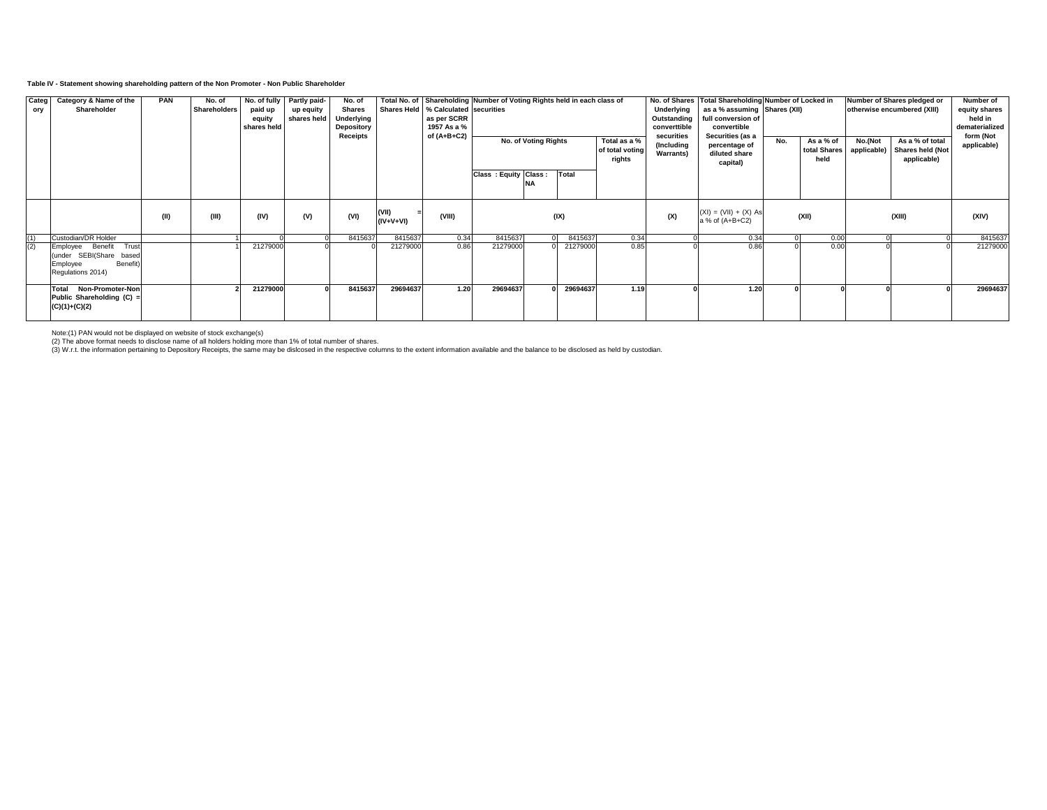**Table IV - Statement showing shareholding pattern of the Non Promoter - Non Public Shareholder**

| Category | Category & Name of the Shareholder | PAN | No. of Shareholders | No. of fully paid up equity shares held | Partly paid-up equity shares held | No. of Shares Underlying Depository Receipts | Total No. of Shares Held | Shareholding % Calculated as per SCRR 1957 As a % of (A+B+C2) | Number of Voting Rights held in each class of securities | | | | No. of Shares Underlying Outstanding converttible securities (Including Warrants) | Total Shareholding as a % assuming full conversion of convertible Securities (as a percentage of diluted share capital) | Number of Locked in Shares (XII) | | Number of Shares pledged or otherwise encumbered (XIII) | | Number of equity shares held in dematerialized form (Not applicable) |
|---|---|---|---|---|---|---|---|---|---|---|---|---|---|---|---|---|---|---|---|
| | | | | | | | | | No. of Voting Rights | | | Total as a % of total voting rights | | | No. | As a % of total Shares held | No.(Not applicable) | As a % of total Shares held (Not applicable) | |
| | | | | | | | | | Class : Equity | Class : NA | Total | | | | | | | | |
| | | (II) | (III) | (IV) | (V) | (VI) | (VII) = (IV+V+VI) | (VIII) | (IX) | | | | (X) | (XI) = (VII) + (X) As a % of (A+B+C2) | (XII) | | (XIII) | | (XIV) |
| (1) | Custodian/DR Holder | | 1 | 0 | 0 | 8415637 | 8415637 | 0.34 | 8415637 | 0 | 8415637 | 0.34 | 0 | 0.34 | 0 | 0.00 | 0 | 0 | 8415637 |
| (2) | Employee Benefit Trust (under SEBI(Share based Employee Benefit) Regulations 2014) | | 1 | 21279000 | 0 | 0 | 21279000 | 0.86 | 21279000 | 0 | 21279000 | 0.85 | 0 | 0.86 | 0 | 0.00 | 0 | 0 | 21279000 |
| | **Total Non-Promoter-Non Public Shareholding (C) = (C)(1)+(C)(2)** | | **2** | **21279000** | **0** | **8415637** | **29694637** | **1.20** | **29694637** | **0** | **29694637** | **1.19** | **0** | **1.20** | **0** | **0** | **0** | **0** | **29694637** |

Note:(1) PAN would not be displayed on website of stock exchange(s)
(2) The above format needs to disclose name of all holders holding more than 1% of total number of shares.
(3) W.r.t. the information pertaining to Depository Receipts, the same may be dislcosed in the respective columns to the extent information available and the balance to be disclosed as held by custodian.